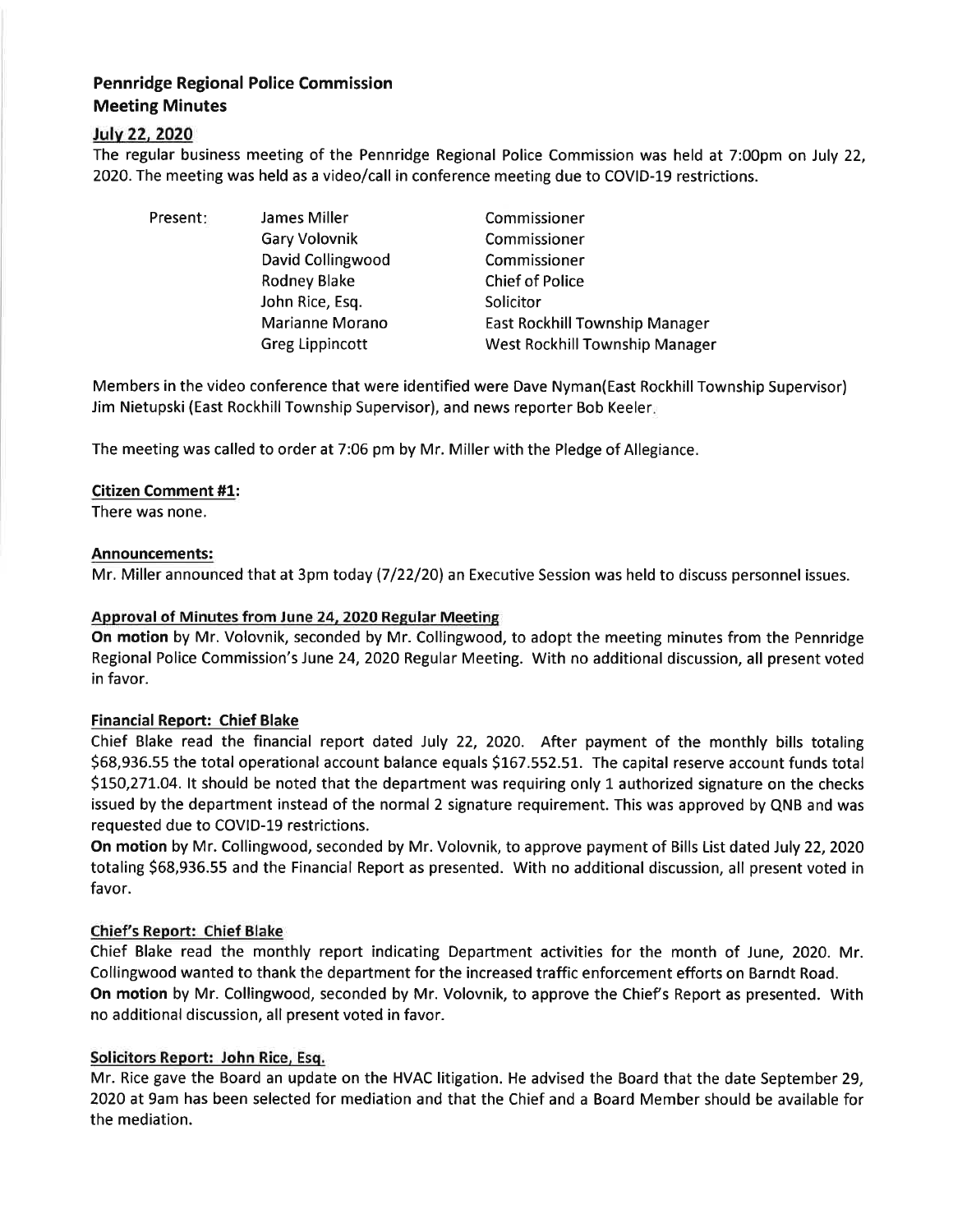# Pennridge Regional Police Commission
# Meeting Minutes

## July 22, 2020

The regular business meeting of the Pennridge Regional Police Commission was held at 7:00pm on July 22, 2020. The meeting was held as a video/call in conference meeting due to COVID-19 restrictions.

| Present: | James Miller | Commissioner |
|---|---|---|
| | Gary Volovnik | Commissioner |
| | David Collingwood | Commissioner |
| | Rodney Blake | Chief of Police |
| | John Rice, Esq. | Solicitor |
| | Marianne Morano | East Rockhill Township Manager |
| | Greg Lippincott | West Rockhill Township Manager |

Members in the video conference that were identified were Dave Nyman(East Rockhill Township Supervisor) Jim Nietupski (East Rockhill Township Supervisor), and news reporter Bob Keeler.

The meeting was called to order at 7:06 pm by Mr. Miller with the Pledge of Allegiance.

### Citizen Comment #1:

There was none.

### Announcements:

Mr. Miller announced that at 3pm today (7/22/20) an Executive Session was held to discuss personnel issues.

### Approval of Minutes from June 24, 2020 Regular Meeting

**On motion** by Mr. Volovnik, seconded by Mr. Collingwood, to adopt the meeting minutes from the Pennridge Regional Police Commission's June 24, 2020 Regular Meeting. With no additional discussion, all present voted in favor.

### Financial Report: Chief Blake

Chief Blake read the financial report dated July 22, 2020. After payment of the monthly bills totaling $68,936.55 the total operational account balance equals $167.552.51. The capital reserve account funds total $150,271.04. It should be noted that the department was requiring only 1 authorized signature on the checks issued by the department instead of the normal 2 signature requirement. This was approved by QNB and was requested due to COVID-19 restrictions.

**On motion** by Mr. Collingwood, seconded by Mr. Volovnik, to approve payment of Bills List dated July 22, 2020 totaling $68,936.55 and the Financial Report as presented. With no additional discussion, all present voted in favor.

### Chief's Report: Chief Blake

Chief Blake read the monthly report indicating Department activities for the month of June, 2020. Mr. Collingwood wanted to thank the department for the increased traffic enforcement efforts on Barndt Road.

**On motion** by Mr. Collingwood, seconded by Mr. Volovnik, to approve the Chief's Report as presented. With no additional discussion, all present voted in favor.

### Solicitors Report: John Rice, Esq.

Mr. Rice gave the Board an update on the HVAC litigation. He advised the Board that the date September 29, 2020 at 9am has been selected for mediation and that the Chief and a Board Member should be available for the mediation.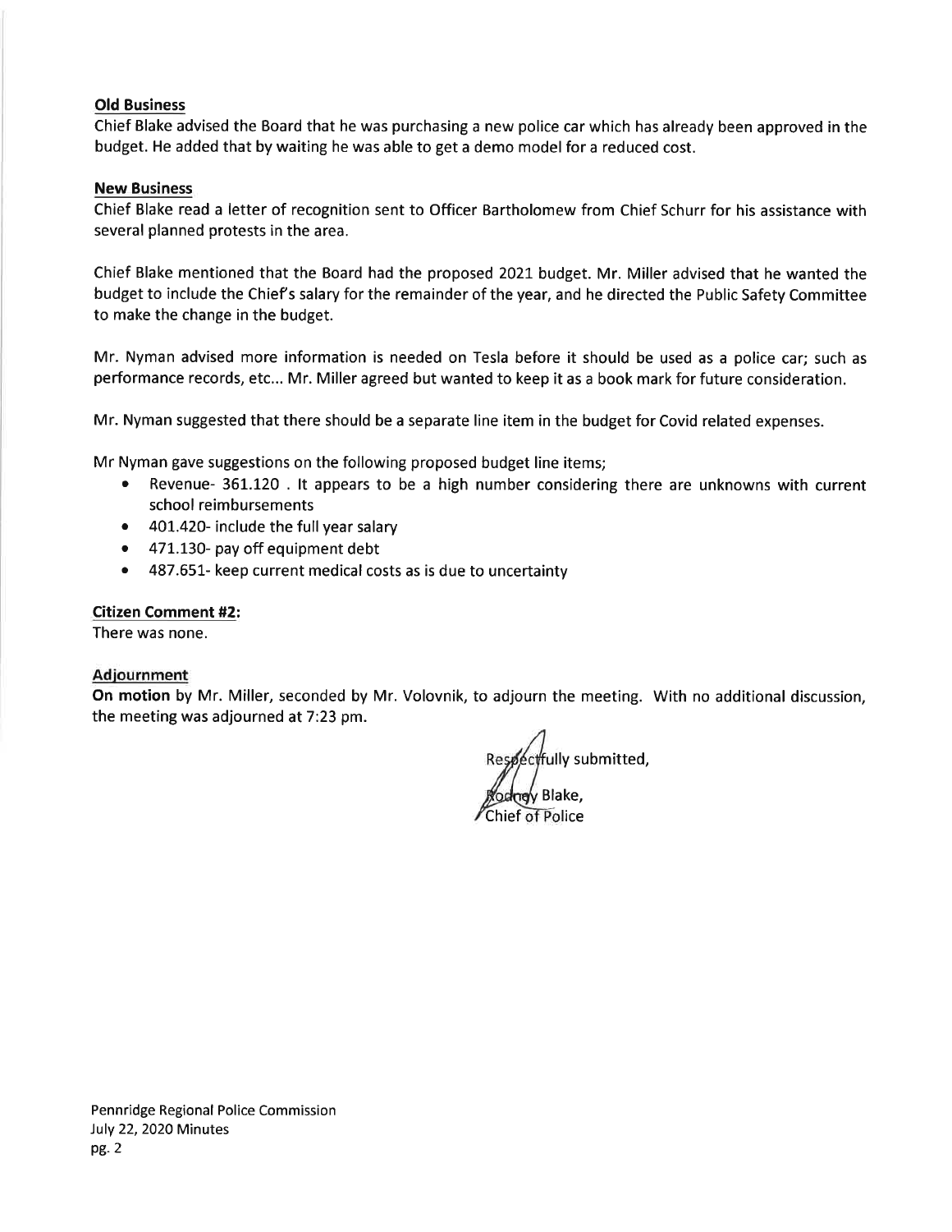**Old Business**

Chief Blake advised the Board that he was purchasing a new police car which has already been approved in the budget. He added that by waiting he was able to get a demo model for a reduced cost.

**New Business**

Chief Blake read a letter of recognition sent to Officer Bartholomew from Chief Schurr for his assistance with several planned protests in the area.

Chief Blake mentioned that the Board had the proposed 2021 budget. Mr. Miller advised that he wanted the budget to include the Chief's salary for the remainder of the year, and he directed the Public Safety Committee to make the change in the budget.

Mr. Nyman advised more information is needed on Tesla before it should be used as a police car; such as performance records, etc... Mr. Miller agreed but wanted to keep it as a book mark for future consideration.

Mr. Nyman suggested that there should be a separate line item in the budget for Covid related expenses.

Mr Nyman gave suggestions on the following proposed budget line items;

- Revenue- 361.120 . It appears to be a high number considering there are unknowns with current school reimbursements
- 401.420- include the full year salary
- 471.130- pay off equipment debt
- 487.651- keep current medical costs as is due to uncertainty

**Citizen Comment #2:**

There was none.

**Adjournment**

**On motion** by Mr. Miller, seconded by Mr. Volovnik, to adjourn the meeting. With no additional discussion, the meeting was adjourned at 7:23 pm.

Respectfully submitted,

Rodney Blake,
Chief of Police

Pennridge Regional Police Commission
July 22, 2020 Minutes